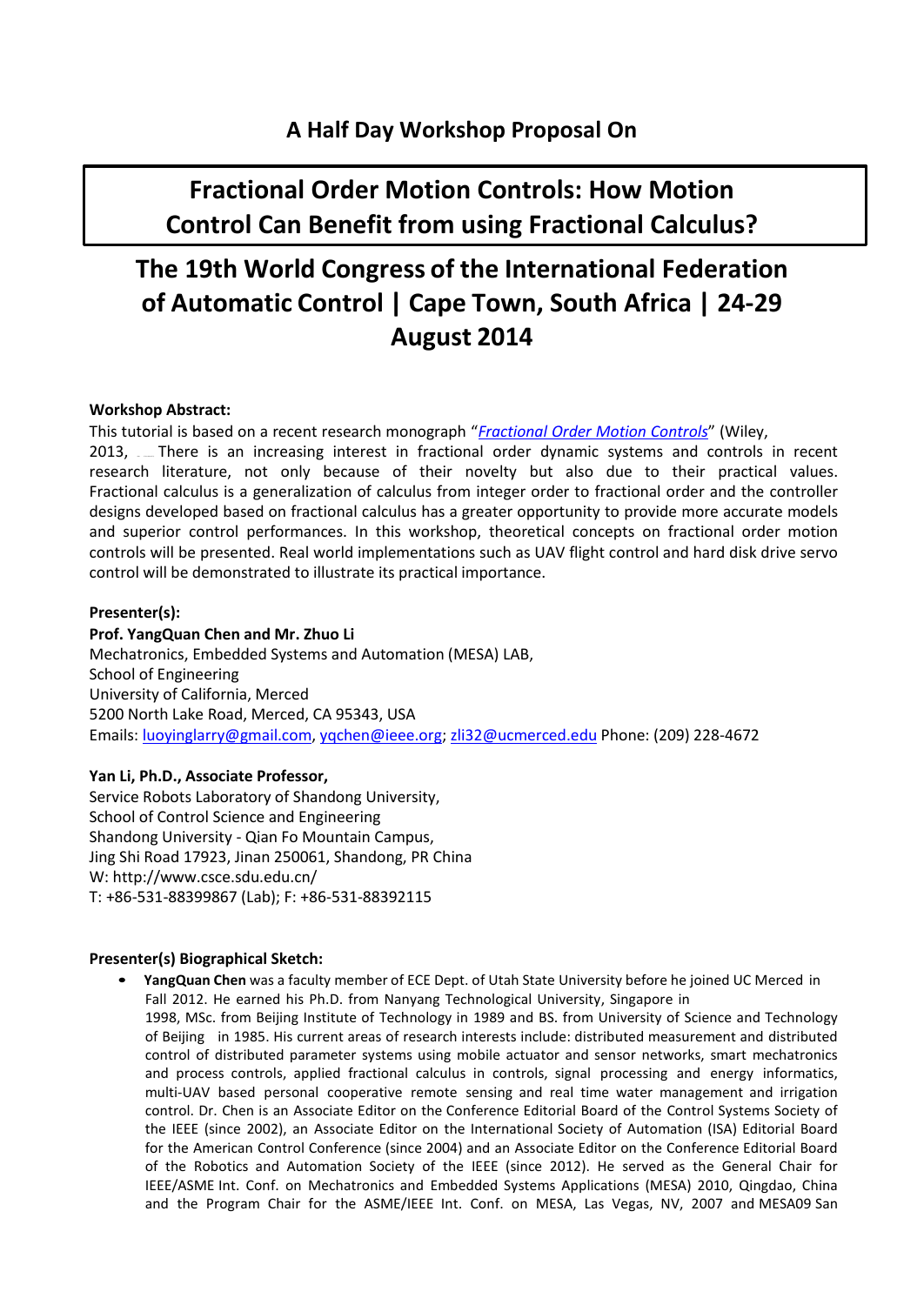## A Half Day Workshop Proposal On

# Fractional Order Motion Controls: How Motion Control Can Benefit from using Fractional Calculus?

# The 19th World Congress of the International Federation of Automatic Control | Cape Town, South Africa | 24-29 August 2014

**Workshop Abstract:**

This tutorial is based on a recent research monograph "*Fractional Order Motion Controls*" (Wiley, 2013, There is an increasing interest in fractional order dynamic systems and controls in recent research literature, not only because of their novelty but also due to their practical values. Fractional calculus is a generalization of calculus from integer order to fractional order and the controller designs developed based on fractional calculus has a greater opportunity to provide more accurate models and superior control performances. In this workshop, theoretical concepts on fractional order motion controls will be presented. Real world implementations such as UAV flight control and hard disk drive servo control will be demonstrated to illustrate its practical importance.

**Presenter(s):**

**Prof. YangQuan Chen and Mr. Zhuo Li**
Mechatronics, Embedded Systems and Automation (MESA) LAB,
School of Engineering
University of California, Merced
5200 North Lake Road, Merced, CA 95343, USA
Emails: luoyinglarry@gmail.com, yqchen@ieee.org; zli32@ucmerced.edu Phone: (209) 228-4672

**Yan Li, Ph.D., Associate Professor,**
Service Robots Laboratory of Shandong University,
School of Control Science and Engineering
Shandong University - Qian Fo Mountain Campus,
Jing Shi Road 17923, Jinan 250061, Shandong, PR China
W: http://www.csce.sdu.edu.cn/
T: +86-531-88399867 (Lab); F: +86-531-88392115

**Presenter(s) Biographical Sketch:**

- **YangQuan Chen** was a faculty member of ECE Dept. of Utah State University before he joined UC Merced in Fall 2012. He earned his Ph.D. from Nanyang Technological University, Singapore in 1998, MSc. from Beijing Institute of Technology in 1989 and BS. from University of Science and Technology of Beijing in 1985. His current areas of research interests include: distributed measurement and distributed control of distributed parameter systems using mobile actuator and sensor networks, smart mechatronics and process controls, applied fractional calculus in controls, signal processing and energy informatics, multi-UAV based personal cooperative remote sensing and real time water management and irrigation control. Dr. Chen is an Associate Editor on the Conference Editorial Board of the Control Systems Society of the IEEE (since 2002), an Associate Editor on the International Society of Automation (ISA) Editorial Board for the American Control Conference (since 2004) and an Associate Editor on the Conference Editorial Board of the Robotics and Automation Society of the IEEE (since 2012). He served as the General Chair for IEEE/ASME Int. Conf. on Mechatronics and Embedded Systems Applications (MESA) 2010, Qingdao, China and the Program Chair for the ASME/IEEE Int. Conf. on MESA, Las Vegas, NV, 2007 and MESA09 San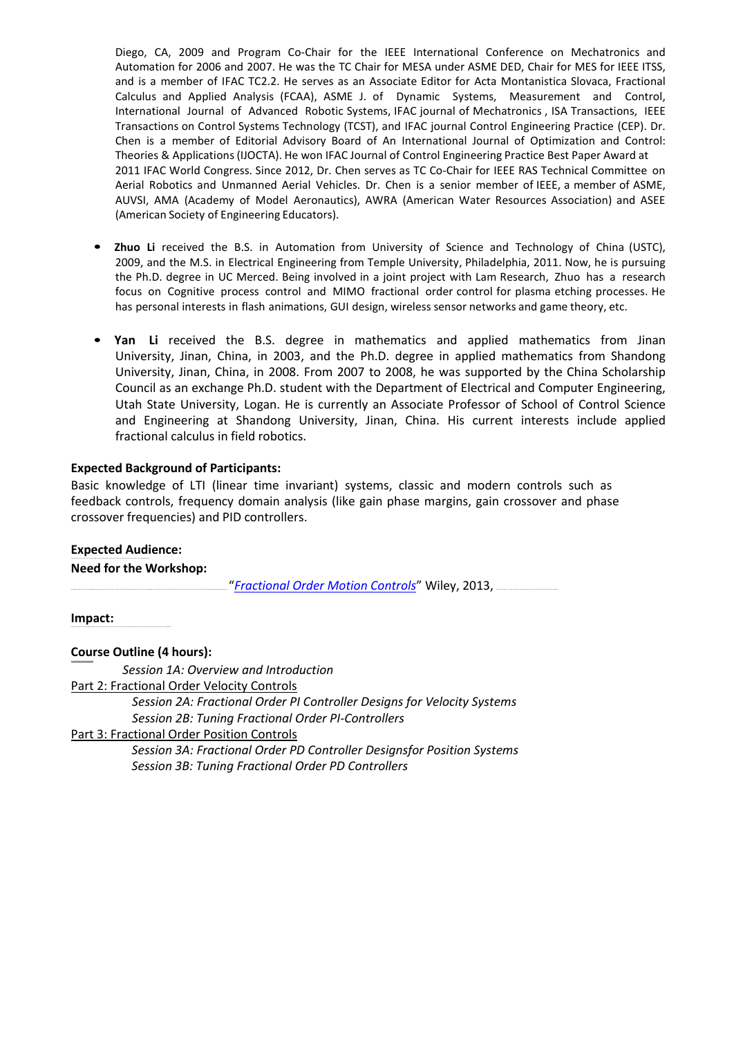Diego, CA, 2009 and Program Co-Chair for the IEEE International Conference on Mechatronics and Automation for 2006 and 2007. He was the TC Chair for MESA under ASME DED, Chair for MES for IEEE ITSS, and is a member of IFAC TC2.2. He serves as an Associate Editor for Acta Montanistica Slovaca, Fractional Calculus and Applied Analysis (FCAA), ASME J. of Dynamic Systems, Measurement and Control, International Journal of Advanced Robotic Systems, IFAC journal of Mechatronics , ISA Transactions, IEEE Transactions on Control Systems Technology (TCST), and IFAC journal Control Engineering Practice (CEP). Dr. Chen is a member of Editorial Advisory Board of An International Journal of Optimization and Control: Theories & Applications (IJOCTA). He won IFAC Journal of Control Engineering Practice Best Paper Award at 2011 IFAC World Congress. Since 2012, Dr. Chen serves as TC Co-Chair for IEEE RAS Technical Committee on Aerial Robotics and Unmanned Aerial Vehicles. Dr. Chen is a senior member of IEEE, a member of ASME, AUVSI, AMA (Academy of Model Aeronautics), AWRA (American Water Resources Association) and ASEE (American Society of Engineering Educators).

- **Zhuo Li** received the B.S. in Automation from University of Science and Technology of China (USTC), 2009, and the M.S. in Electrical Engineering from Temple University, Philadelphia, 2011. Now, he is pursuing the Ph.D. degree in UC Merced. Being involved in a joint project with Lam Research, Zhuo has a research focus on Cognitive process control and MIMO fractional order control for plasma etching processes. He has personal interests in flash animations, GUI design, wireless sensor networks and game theory, etc.

- **Yan Li** received the B.S. degree in mathematics and applied mathematics from Jinan University, Jinan, China, in 2003, and the Ph.D. degree in applied mathematics from Shandong University, Jinan, China, in 2008. From 2007 to 2008, he was supported by the China Scholarship Council as an exchange Ph.D. student with the Department of Electrical and Computer Engineering, Utah State University, Logan. He is currently an Associate Professor of School of Control Science and Engineering at Shandong University, Jinan, China. His current interests include applied fractional calculus in field robotics.

**Expected Background of Participants:**

Basic knowledge of LTI (linear time invariant) systems, classic and modern controls such as feedback controls, frequency domain analysis (like gain phase margins, gain crossover and phase crossover frequencies) and PID controllers.

**Expected Audience:**

**Need for the Workshop:**

"*Fractional Order Motion Controls*" Wiley, 2013,

**Impact:**

**Course Outline (4 hours):**

*Session 1A: Overview and Introduction*

Part 2: Fractional Order Velocity Controls

*Session 2A: Fractional Order PI Controller Designs for Velocity Systems*

*Session 2B: Tuning Fractional Order PI-Controllers*

Part 3: Fractional Order Position Controls

*Session 3A: Fractional Order PD Controller Designsfor Position Systems*

*Session 3B: Tuning Fractional Order PD Controllers*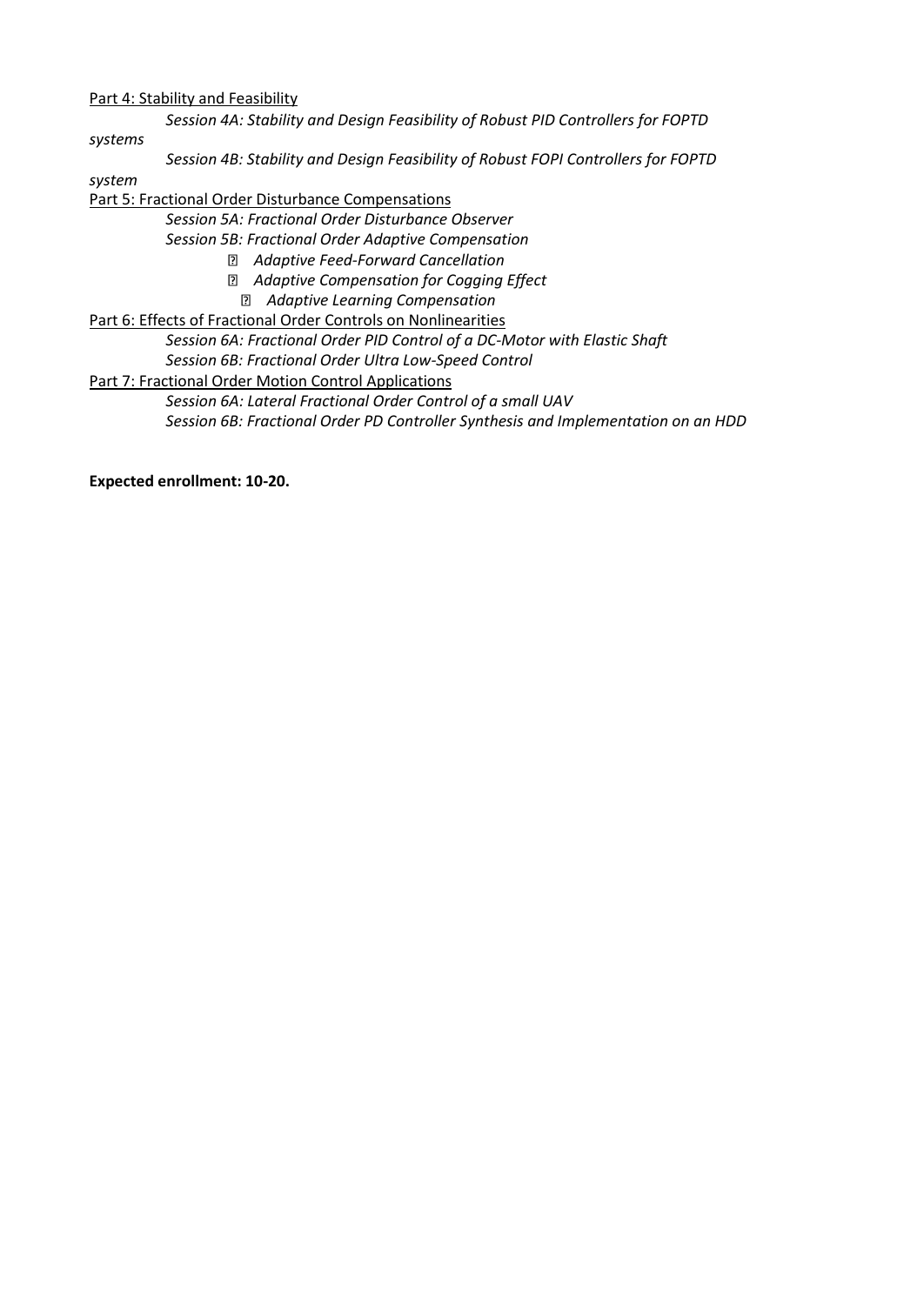Part 4: Stability and Feasibility

*Session 4A: Stability and Design Feasibility of Robust PID Controllers for FOPTD systems*

*Session 4B: Stability and Design Feasibility of Robust FOPI Controllers for FOPTD system*

Part 5: Fractional Order Disturbance Compensations

*Session 5A: Fractional Order Disturbance Observer*

*Session 5B: Fractional Order Adaptive Compensation*

- *Adaptive Feed-Forward Cancellation*
- *Adaptive Compensation for Cogging Effect*
- *Adaptive Learning Compensation*

Part 6: Effects of Fractional Order Controls on Nonlinearities

*Session 6A: Fractional Order PID Control of a DC-Motor with Elastic Shaft*

*Session 6B: Fractional Order Ultra Low-Speed Control*

Part 7: Fractional Order Motion Control Applications

*Session 6A: Lateral Fractional Order Control of a small UAV*

*Session 6B: Fractional Order PD Controller Synthesis and Implementation on an HDD*

**Expected enrollment: 10-20.**